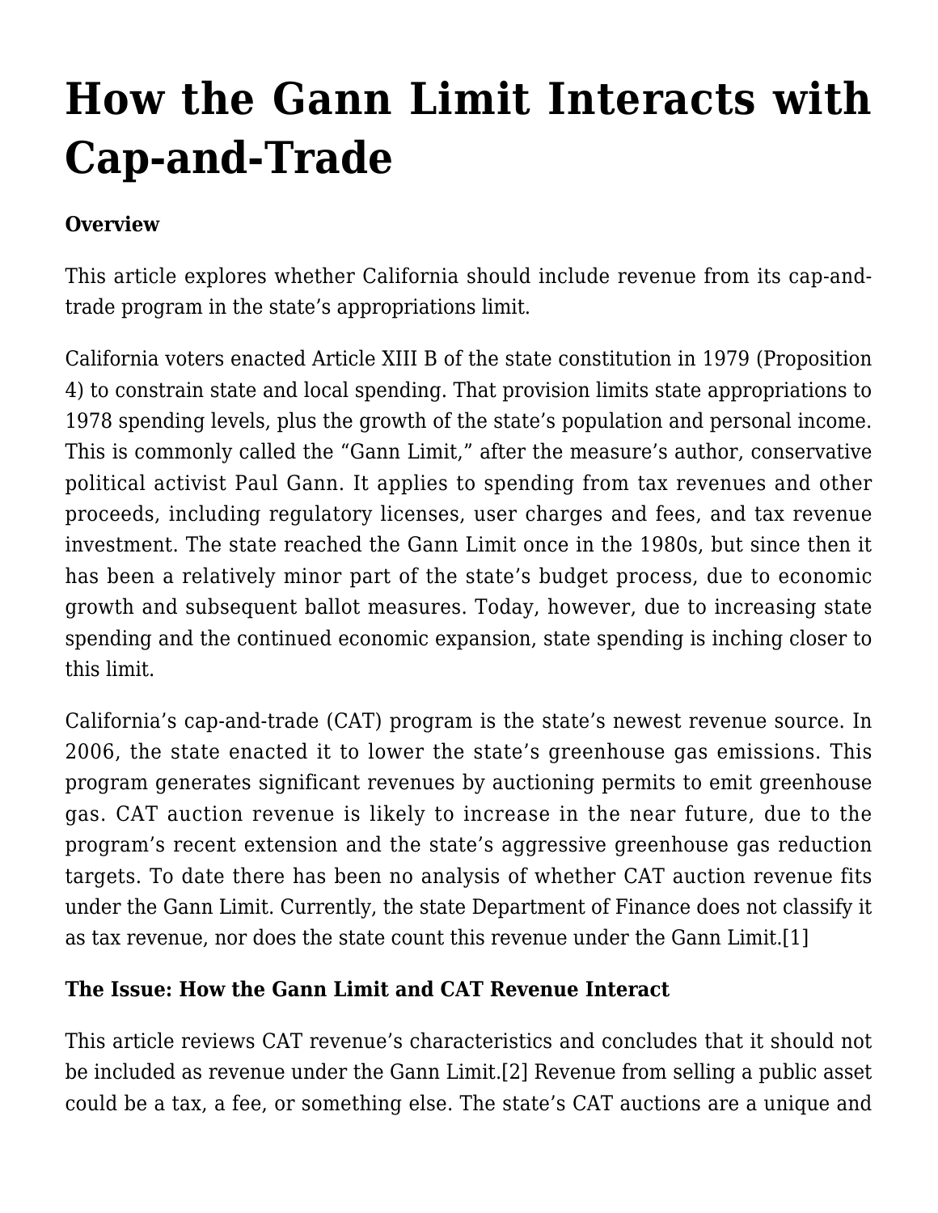# How the Gann Limit Interacts with Cap-and-Trade

**Overview**

This article explores whether California should include revenue from its cap-and-trade program in the state's appropriations limit.

California voters enacted Article XIII B of the state constitution in 1979 (Proposition 4) to constrain state and local spending. That provision limits state appropriations to 1978 spending levels, plus the growth of the state's population and personal income. This is commonly called the "Gann Limit," after the measure's author, conservative political activist Paul Gann. It applies to spending from tax revenues and other proceeds, including regulatory licenses, user charges and fees, and tax revenue investment. The state reached the Gann Limit once in the 1980s, but since then it has been a relatively minor part of the state's budget process, due to economic growth and subsequent ballot measures. Today, however, due to increasing state spending and the continued economic expansion, state spending is inching closer to this limit.

California's cap-and-trade (CAT) program is the state's newest revenue source. In 2006, the state enacted it to lower the state's greenhouse gas emissions. This program generates significant revenues by auctioning permits to emit greenhouse gas. CAT auction revenue is likely to increase in the near future, due to the program's recent extension and the state's aggressive greenhouse gas reduction targets. To date there has been no analysis of whether CAT auction revenue fits under the Gann Limit. Currently, the state Department of Finance does not classify it as tax revenue, nor does the state count this revenue under the Gann Limit.[1]

**The Issue: How the Gann Limit and CAT Revenue Interact**

This article reviews CAT revenue's characteristics and concludes that it should not be included as revenue under the Gann Limit.[2] Revenue from selling a public asset could be a tax, a fee, or something else. The state's CAT auctions are a unique and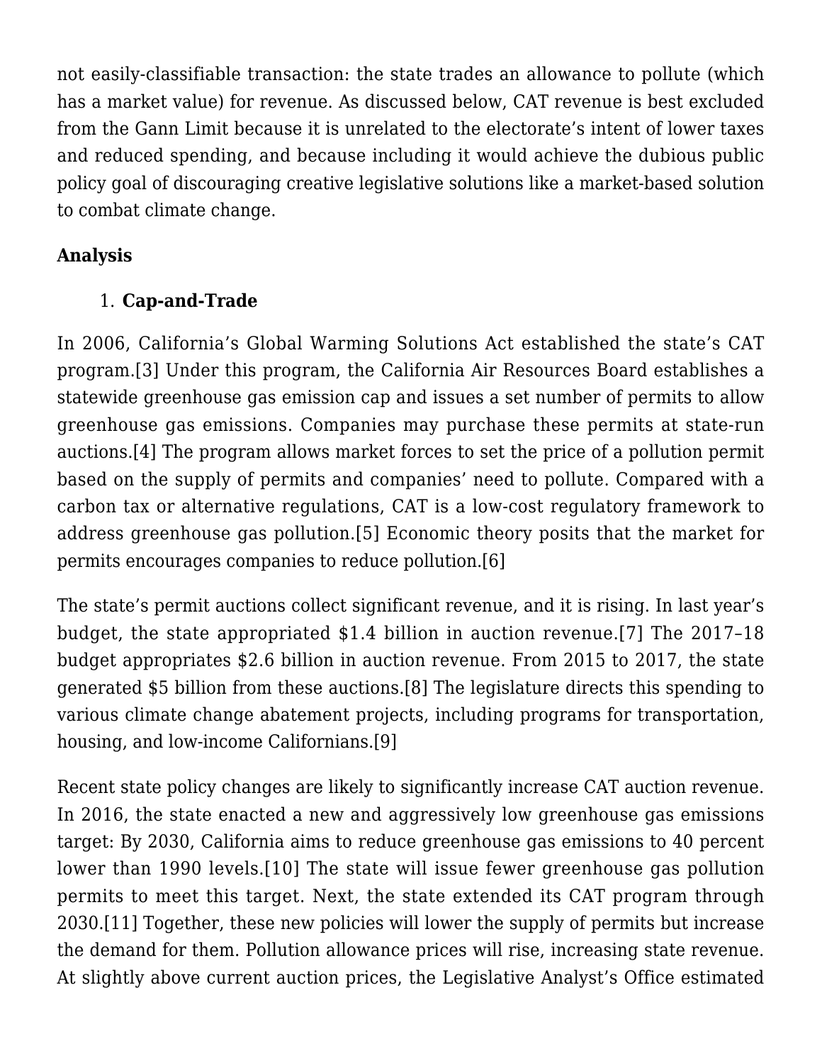not easily-classifiable transaction: the state trades an allowance to pollute (which has a market value) for revenue. As discussed below, CAT revenue is best excluded from the Gann Limit because it is unrelated to the electorate's intent of lower taxes and reduced spending, and because including it would achieve the dubious public policy goal of discouraging creative legislative solutions like a market-based solution to combat climate change.

## Analysis

### 1. Cap-and-Trade

In 2006, California's Global Warming Solutions Act established the state's CAT program.[3] Under this program, the California Air Resources Board establishes a statewide greenhouse gas emission cap and issues a set number of permits to allow greenhouse gas emissions. Companies may purchase these permits at state-run auctions.[4] The program allows market forces to set the price of a pollution permit based on the supply of permits and companies' need to pollute. Compared with a carbon tax or alternative regulations, CAT is a low-cost regulatory framework to address greenhouse gas pollution.[5] Economic theory posits that the market for permits encourages companies to reduce pollution.[6]

The state's permit auctions collect significant revenue, and it is rising. In last year's budget, the state appropriated $1.4 billion in auction revenue.[7] The 2017–18 budget appropriates $2.6 billion in auction revenue. From 2015 to 2017, the state generated $5 billion from these auctions.[8] The legislature directs this spending to various climate change abatement projects, including programs for transportation, housing, and low-income Californians.[9]

Recent state policy changes are likely to significantly increase CAT auction revenue. In 2016, the state enacted a new and aggressively low greenhouse gas emissions target: By 2030, California aims to reduce greenhouse gas emissions to 40 percent lower than 1990 levels.[10] The state will issue fewer greenhouse gas pollution permits to meet this target. Next, the state extended its CAT program through 2030.[11] Together, these new policies will lower the supply of permits but increase the demand for them. Pollution allowance prices will rise, increasing state revenue. At slightly above current auction prices, the Legislative Analyst's Office estimated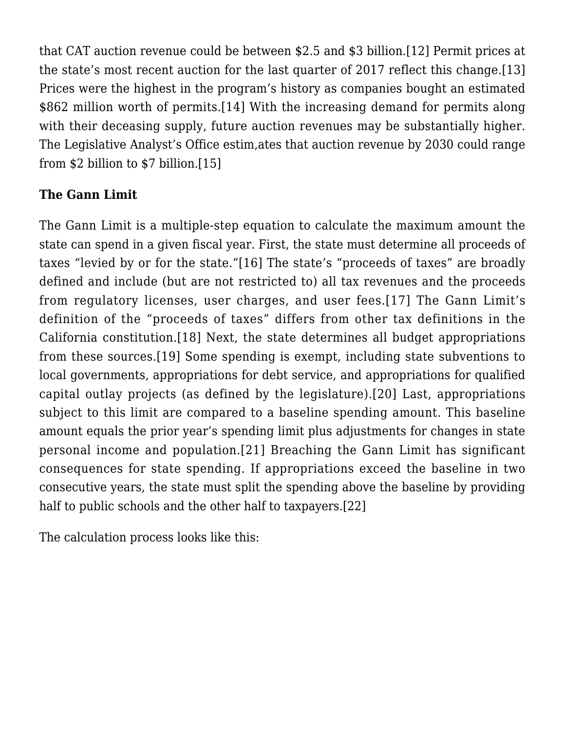that CAT auction revenue could be between $2.5 and $3 billion.[12] Permit prices at the state's most recent auction for the last quarter of 2017 reflect this change.[13] Prices were the highest in the program's history as companies bought an estimated $862 million worth of permits.[14] With the increasing demand for permits along with their deceasing supply, future auction revenues may be substantially higher. The Legislative Analyst's Office estim,ates that auction revenue by 2030 could range from $2 billion to $7 billion.[15]

**The Gann Limit**

The Gann Limit is a multiple-step equation to calculate the maximum amount the state can spend in a given fiscal year. First, the state must determine all proceeds of taxes "levied by or for the state."[16] The state's "proceeds of taxes" are broadly defined and include (but are not restricted to) all tax revenues and the proceeds from regulatory licenses, user charges, and user fees.[17] The Gann Limit's definition of the "proceeds of taxes" differs from other tax definitions in the California constitution.[18] Next, the state determines all budget appropriations from these sources.[19] Some spending is exempt, including state subventions to local governments, appropriations for debt service, and appropriations for qualified capital outlay projects (as defined by the legislature).[20] Last, appropriations subject to this limit are compared to a baseline spending amount. This baseline amount equals the prior year's spending limit plus adjustments for changes in state personal income and population.[21] Breaching the Gann Limit has significant consequences for state spending. If appropriations exceed the baseline in two consecutive years, the state must split the spending above the baseline by providing half to public schools and the other half to taxpayers.[22]

The calculation process looks like this: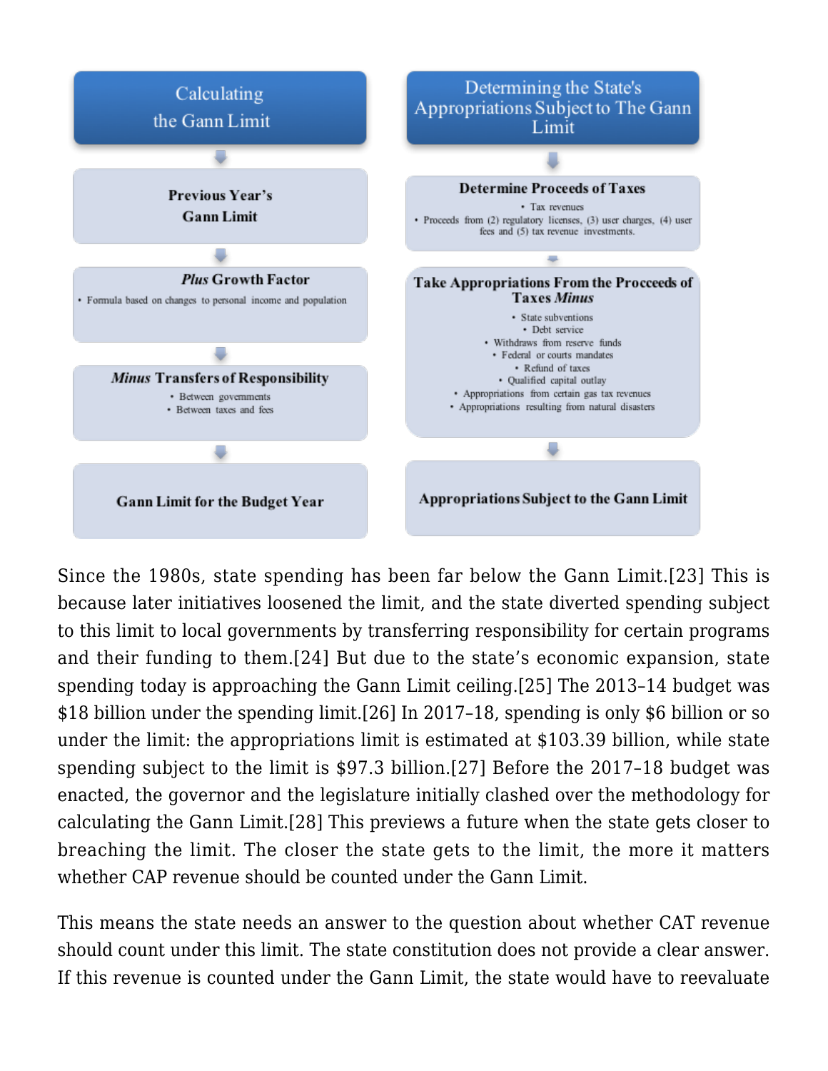**Calculating the Gann Limit**

**Previous Year's Gann Limit**

***Plus* Growth Factor**

- Formula based on changes to personal income and population

***Minus* Transfers of Responsibility**

- Between governments
- Between taxes and fees

**Gann Limit for the Budget Year**

**Determining the State's Appropriations Subject to The Gann Limit**

**Determine Proceeds of Taxes**

- Tax revenues
- Proceeds from (2) regulatory licenses, (3) user charges, (4) user fees and (5) tax revenue investments.

**Take Appropriations From the Procceeds of Taxes *Minus***

- State subventions
- Debt service
- Withdraws from reserve funds
- Federal or courts mandates
- Refund of taxes
- Qualified capital outlay
- Appropriations from certain gas tax revenues
- Appropriations resulting from natural disasters

**Appropriations Subject to the Gann Limit**

Since the 1980s, state spending has been far below the Gann Limit.[23] This is because later initiatives loosened the limit, and the state diverted spending subject to this limit to local governments by transferring responsibility for certain programs and their funding to them.[24] But due to the state's economic expansion, state spending today is approaching the Gann Limit ceiling.[25] The 2013–14 budget was $18 billion under the spending limit.[26] In 2017–18, spending is only $6 billion or so under the limit: the appropriations limit is estimated at $103.39 billion, while state spending subject to the limit is $97.3 billion.[27] Before the 2017–18 budget was enacted, the governor and the legislature initially clashed over the methodology for calculating the Gann Limit.[28] This previews a future when the state gets closer to breaching the limit. The closer the state gets to the limit, the more it matters whether CAP revenue should be counted under the Gann Limit.

This means the state needs an answer to the question about whether CAT revenue should count under this limit. The state constitution does not provide a clear answer. If this revenue is counted under the Gann Limit, the state would have to reevaluate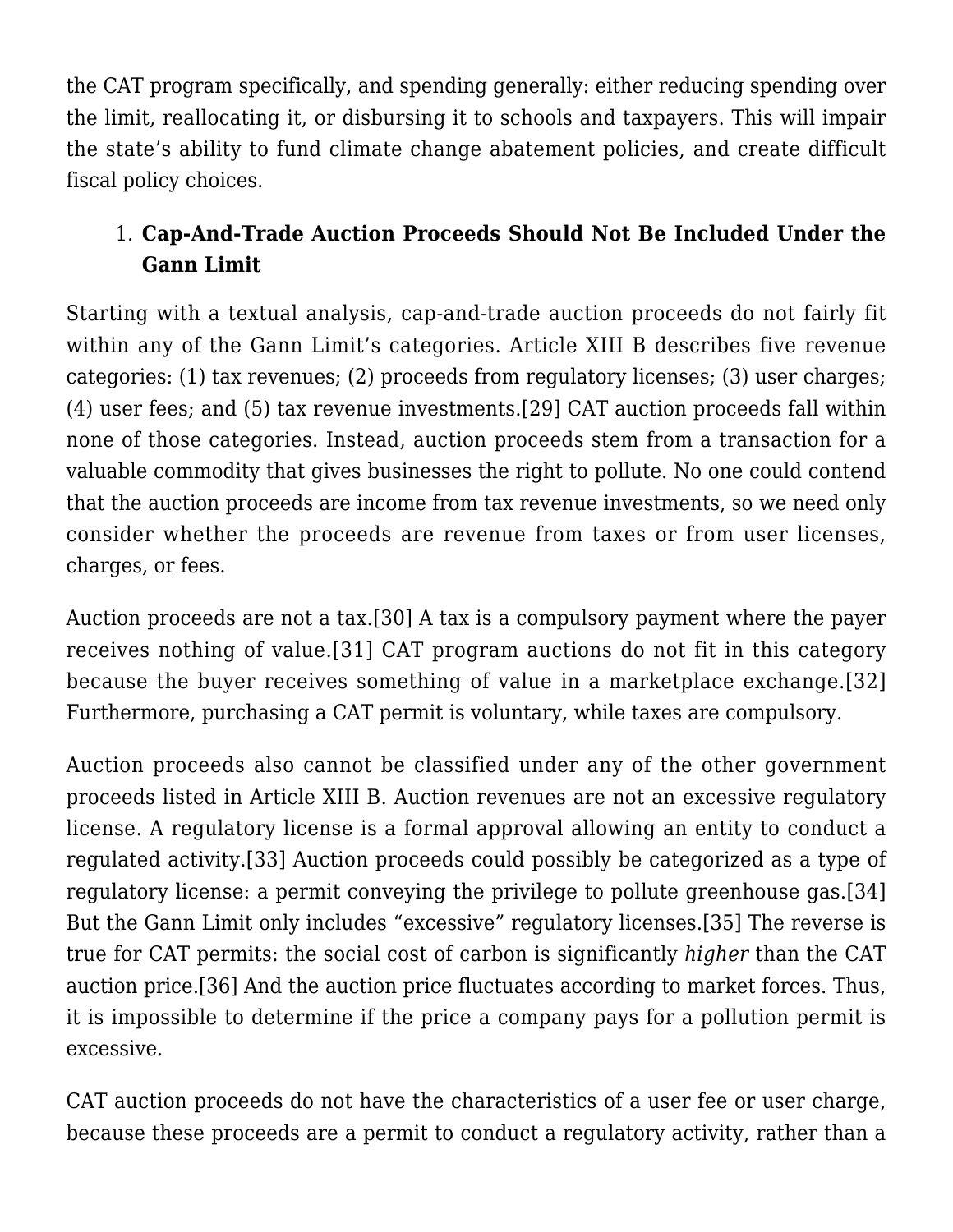the CAT program specifically, and spending generally: either reducing spending over the limit, reallocating it, or disbursing it to schools and taxpayers. This will impair the state's ability to fund climate change abatement policies, and create difficult fiscal policy choices.

1. **Cap-And-Trade Auction Proceeds Should Not Be Included Under the Gann Limit**

Starting with a textual analysis, cap-and-trade auction proceeds do not fairly fit within any of the Gann Limit's categories. Article XIII B describes five revenue categories: (1) tax revenues; (2) proceeds from regulatory licenses; (3) user charges; (4) user fees; and (5) tax revenue investments.[29] CAT auction proceeds fall within none of those categories. Instead, auction proceeds stem from a transaction for a valuable commodity that gives businesses the right to pollute. No one could contend that the auction proceeds are income from tax revenue investments, so we need only consider whether the proceeds are revenue from taxes or from user licenses, charges, or fees.

Auction proceeds are not a tax.[30] A tax is a compulsory payment where the payer receives nothing of value.[31] CAT program auctions do not fit in this category because the buyer receives something of value in a marketplace exchange.[32] Furthermore, purchasing a CAT permit is voluntary, while taxes are compulsory.

Auction proceeds also cannot be classified under any of the other government proceeds listed in Article XIII B. Auction revenues are not an excessive regulatory license. A regulatory license is a formal approval allowing an entity to conduct a regulated activity.[33] Auction proceeds could possibly be categorized as a type of regulatory license: a permit conveying the privilege to pollute greenhouse gas.[34] But the Gann Limit only includes "excessive" regulatory licenses.[35] The reverse is true for CAT permits: the social cost of carbon is significantly *higher* than the CAT auction price.[36] And the auction price fluctuates according to market forces. Thus, it is impossible to determine if the price a company pays for a pollution permit is excessive.

CAT auction proceeds do not have the characteristics of a user fee or user charge, because these proceeds are a permit to conduct a regulatory activity, rather than a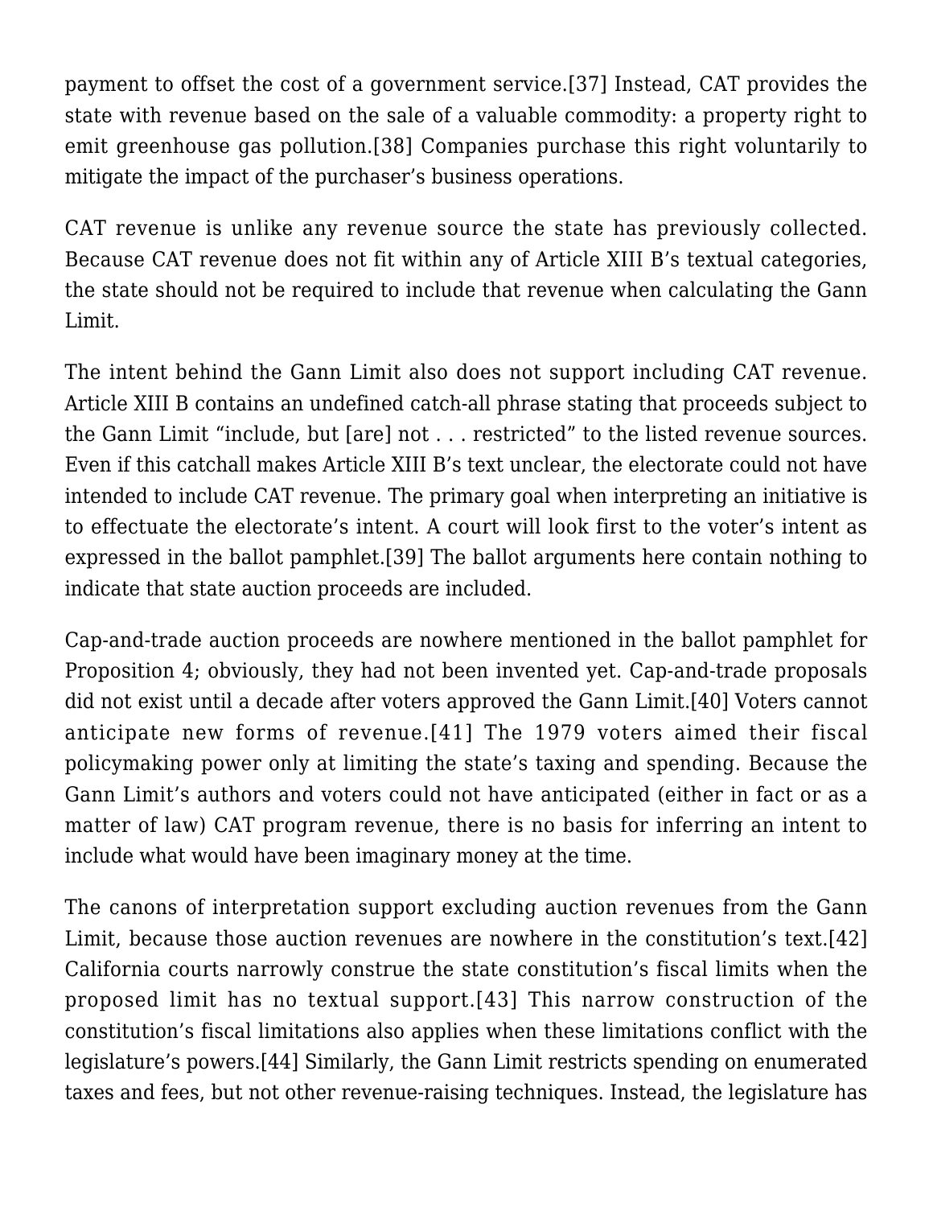payment to offset the cost of a government service.[37] Instead, CAT provides the state with revenue based on the sale of a valuable commodity: a property right to emit greenhouse gas pollution.[38] Companies purchase this right voluntarily to mitigate the impact of the purchaser's business operations.

CAT revenue is unlike any revenue source the state has previously collected. Because CAT revenue does not fit within any of Article XIII B's textual categories, the state should not be required to include that revenue when calculating the Gann Limit.

The intent behind the Gann Limit also does not support including CAT revenue. Article XIII B contains an undefined catch-all phrase stating that proceeds subject to the Gann Limit "include, but [are] not . . . restricted" to the listed revenue sources. Even if this catchall makes Article XIII B's text unclear, the electorate could not have intended to include CAT revenue. The primary goal when interpreting an initiative is to effectuate the electorate's intent. A court will look first to the voter's intent as expressed in the ballot pamphlet.[39] The ballot arguments here contain nothing to indicate that state auction proceeds are included.

Cap-and-trade auction proceeds are nowhere mentioned in the ballot pamphlet for Proposition 4; obviously, they had not been invented yet. Cap-and-trade proposals did not exist until a decade after voters approved the Gann Limit.[40] Voters cannot anticipate new forms of revenue.[41] The 1979 voters aimed their fiscal policymaking power only at limiting the state's taxing and spending. Because the Gann Limit's authors and voters could not have anticipated (either in fact or as a matter of law) CAT program revenue, there is no basis for inferring an intent to include what would have been imaginary money at the time.

The canons of interpretation support excluding auction revenues from the Gann Limit, because those auction revenues are nowhere in the constitution's text.[42] California courts narrowly construe the state constitution's fiscal limits when the proposed limit has no textual support.[43] This narrow construction of the constitution's fiscal limitations also applies when these limitations conflict with the legislature's powers.[44] Similarly, the Gann Limit restricts spending on enumerated taxes and fees, but not other revenue-raising techniques. Instead, the legislature has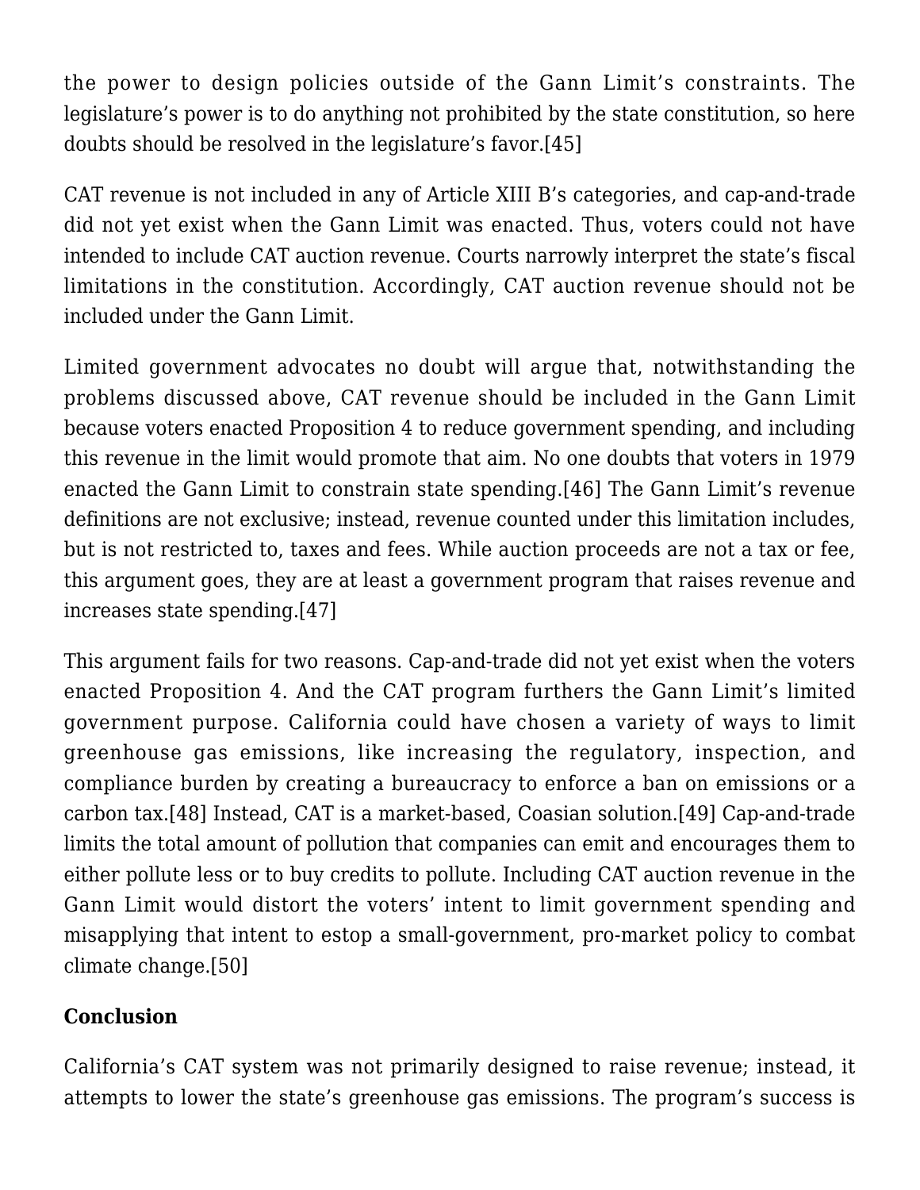the power to design policies outside of the Gann Limit's constraints. The legislature's power is to do anything not prohibited by the state constitution, so here doubts should be resolved in the legislature's favor.[45]

CAT revenue is not included in any of Article XIII B's categories, and cap-and-trade did not yet exist when the Gann Limit was enacted. Thus, voters could not have intended to include CAT auction revenue. Courts narrowly interpret the state's fiscal limitations in the constitution. Accordingly, CAT auction revenue should not be included under the Gann Limit.

Limited government advocates no doubt will argue that, notwithstanding the problems discussed above, CAT revenue should be included in the Gann Limit because voters enacted Proposition 4 to reduce government spending, and including this revenue in the limit would promote that aim. No one doubts that voters in 1979 enacted the Gann Limit to constrain state spending.[46] The Gann Limit's revenue definitions are not exclusive; instead, revenue counted under this limitation includes, but is not restricted to, taxes and fees. While auction proceeds are not a tax or fee, this argument goes, they are at least a government program that raises revenue and increases state spending.[47]

This argument fails for two reasons. Cap-and-trade did not yet exist when the voters enacted Proposition 4. And the CAT program furthers the Gann Limit's limited government purpose. California could have chosen a variety of ways to limit greenhouse gas emissions, like increasing the regulatory, inspection, and compliance burden by creating a bureaucracy to enforce a ban on emissions or a carbon tax.[48] Instead, CAT is a market-based, Coasian solution.[49] Cap-and-trade limits the total amount of pollution that companies can emit and encourages them to either pollute less or to buy credits to pollute. Including CAT auction revenue in the Gann Limit would distort the voters' intent to limit government spending and misapplying that intent to estop a small-government, pro-market policy to combat climate change.[50]

**Conclusion**

California's CAT system was not primarily designed to raise revenue; instead, it attempts to lower the state's greenhouse gas emissions. The program's success is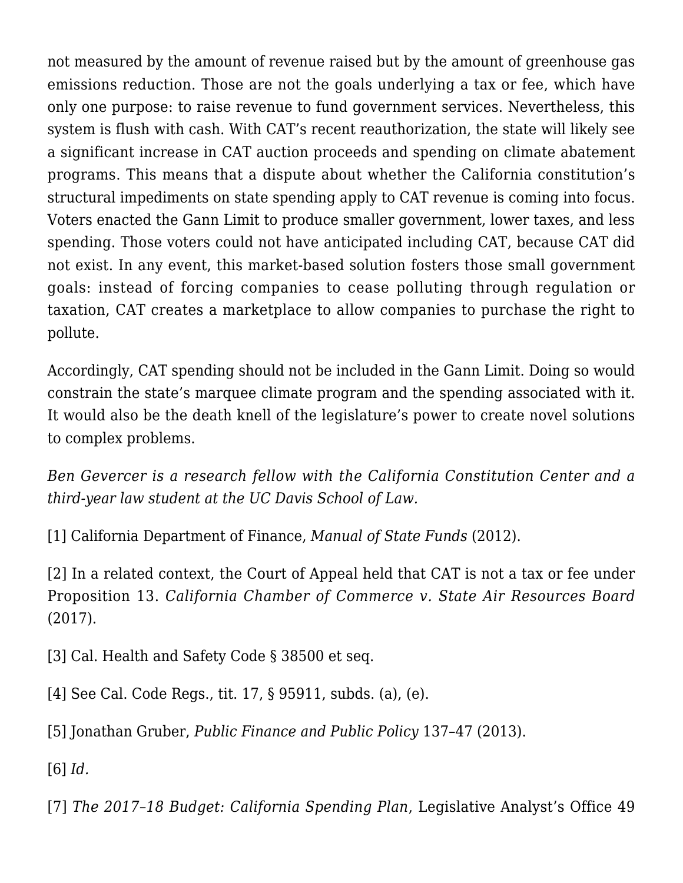not measured by the amount of revenue raised but by the amount of greenhouse gas emissions reduction. Those are not the goals underlying a tax or fee, which have only one purpose: to raise revenue to fund government services. Nevertheless, this system is flush with cash. With CAT's recent reauthorization, the state will likely see a significant increase in CAT auction proceeds and spending on climate abatement programs. This means that a dispute about whether the California constitution's structural impediments on state spending apply to CAT revenue is coming into focus. Voters enacted the Gann Limit to produce smaller government, lower taxes, and less spending. Those voters could not have anticipated including CAT, because CAT did not exist. In any event, this market-based solution fosters those small government goals: instead of forcing companies to cease polluting through regulation or taxation, CAT creates a marketplace to allow companies to purchase the right to pollute.

Accordingly, CAT spending should not be included in the Gann Limit. Doing so would constrain the state's marquee climate program and the spending associated with it. It would also be the death knell of the legislature's power to create novel solutions to complex problems.

*Ben Gevercer is a research fellow with the California Constitution Center and a third-year law student at the UC Davis School of Law.*

[1] California Department of Finance, *Manual of State Funds* (2012).

[2] In a related context, the Court of Appeal held that CAT is not a tax or fee under Proposition 13. *California Chamber of Commerce v. State Air Resources Board* (2017).

[3] Cal. Health and Safety Code § 38500 et seq.

[4] See Cal. Code Regs., tit. 17, § 95911, subds. (a), (e).

[5] Jonathan Gruber, *Public Finance and Public Policy* 137–47 (2013).

[6] *Id.*

[7] *The 2017–18 Budget: California Spending Plan*, Legislative Analyst's Office 49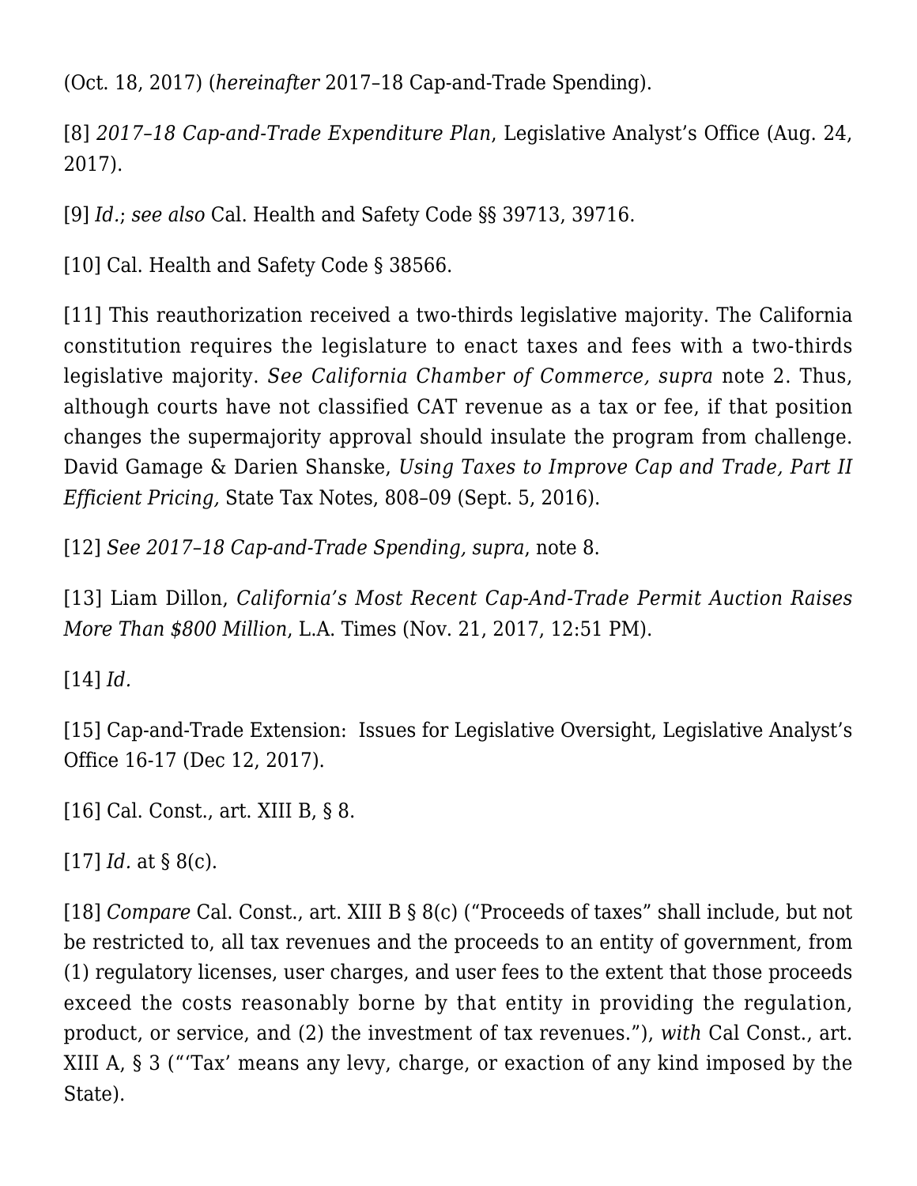(Oct. 18, 2017) (*hereinafter* 2017–18 Cap-and-Trade Spending).

[8] *2017–18 Cap-and-Trade Expenditure Plan*, Legislative Analyst's Office (Aug. 24, 2017).

[9] *Id.*; *see also* Cal. Health and Safety Code §§ 39713, 39716.

[10] Cal. Health and Safety Code § 38566.

[11] This reauthorization received a two-thirds legislative majority. The California constitution requires the legislature to enact taxes and fees with a two-thirds legislative majority. *See California Chamber of Commerce, supra* note 2. Thus, although courts have not classified CAT revenue as a tax or fee, if that position changes the supermajority approval should insulate the program from challenge. David Gamage & Darien Shanske, *Using Taxes to Improve Cap and Trade, Part II Efficient Pricing,* State Tax Notes, 808–09 (Sept. 5, 2016).

[12] *See 2017–18 Cap-and-Trade Spending, supra*, note 8.

[13] Liam Dillon, *California's Most Recent Cap-And-Trade Permit Auction Raises More Than $800 Million*, L.A. Times (Nov. 21, 2017, 12:51 PM).

[14] *Id.*

[15] Cap-and-Trade Extension: Issues for Legislative Oversight, Legislative Analyst's Office 16-17 (Dec 12, 2017).

[16] Cal. Const., art. XIII B, § 8.

[17] *Id.* at § 8(c).

[18] *Compare* Cal. Const., art. XIII B § 8(c) ("Proceeds of taxes" shall include, but not be restricted to, all tax revenues and the proceeds to an entity of government, from (1) regulatory licenses, user charges, and user fees to the extent that those proceeds exceed the costs reasonably borne by that entity in providing the regulation, product, or service, and (2) the investment of tax revenues."), *with* Cal Const., art. XIII A, § 3 ("'Tax' means any levy, charge, or exaction of any kind imposed by the State).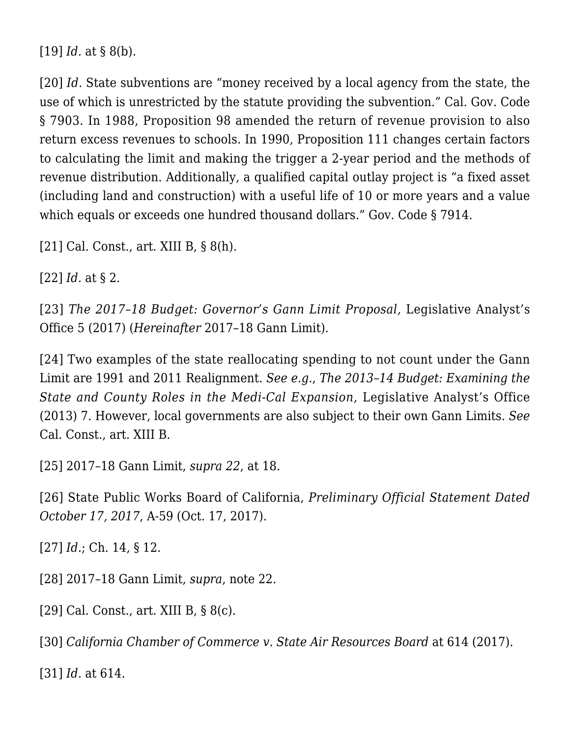[19] *Id.* at § 8(b).

[20] *Id.* State subventions are "money received by a local agency from the state, the use of which is unrestricted by the statute providing the subvention." Cal. Gov. Code § 7903. In 1988, Proposition 98 amended the return of revenue provision to also return excess revenues to schools. In 1990, Proposition 111 changes certain factors to calculating the limit and making the trigger a 2-year period and the methods of revenue distribution. Additionally, a qualified capital outlay project is "a fixed asset (including land and construction) with a useful life of 10 or more years and a value which equals or exceeds one hundred thousand dollars." Gov. Code § 7914.

[21] Cal. Const., art. XIII B, § 8(h).

[22] *Id.* at § 2.

[23] *The 2017–18 Budget: Governor's Gann Limit Proposal,* Legislative Analyst's Office 5 (2017) (*Hereinafter* 2017–18 Gann Limit).

[24] Two examples of the state reallocating spending to not count under the Gann Limit are 1991 and 2011 Realignment. *See e.g.*, *The 2013–14 Budget: Examining the State and County Roles in the Medi-Cal Expansion,* Legislative Analyst's Office (2013) 7. However, local governments are also subject to their own Gann Limits. *See* Cal. Const., art. XIII B.

[25] 2017–18 Gann Limit, *supra 22*, at 18.

[26] State Public Works Board of California, *Preliminary Official Statement Dated October 17, 2017*, A-59 (Oct. 17, 2017).

[27] *Id.*; Ch. 14, § 12.

[28] 2017–18 Gann Limit, *supra*, note 22.

[29] Cal. Const., art. XIII B, § 8(c).

[30] *California Chamber of Commerce v. State Air Resources Board* at 614 (2017).

[31] *Id.* at 614.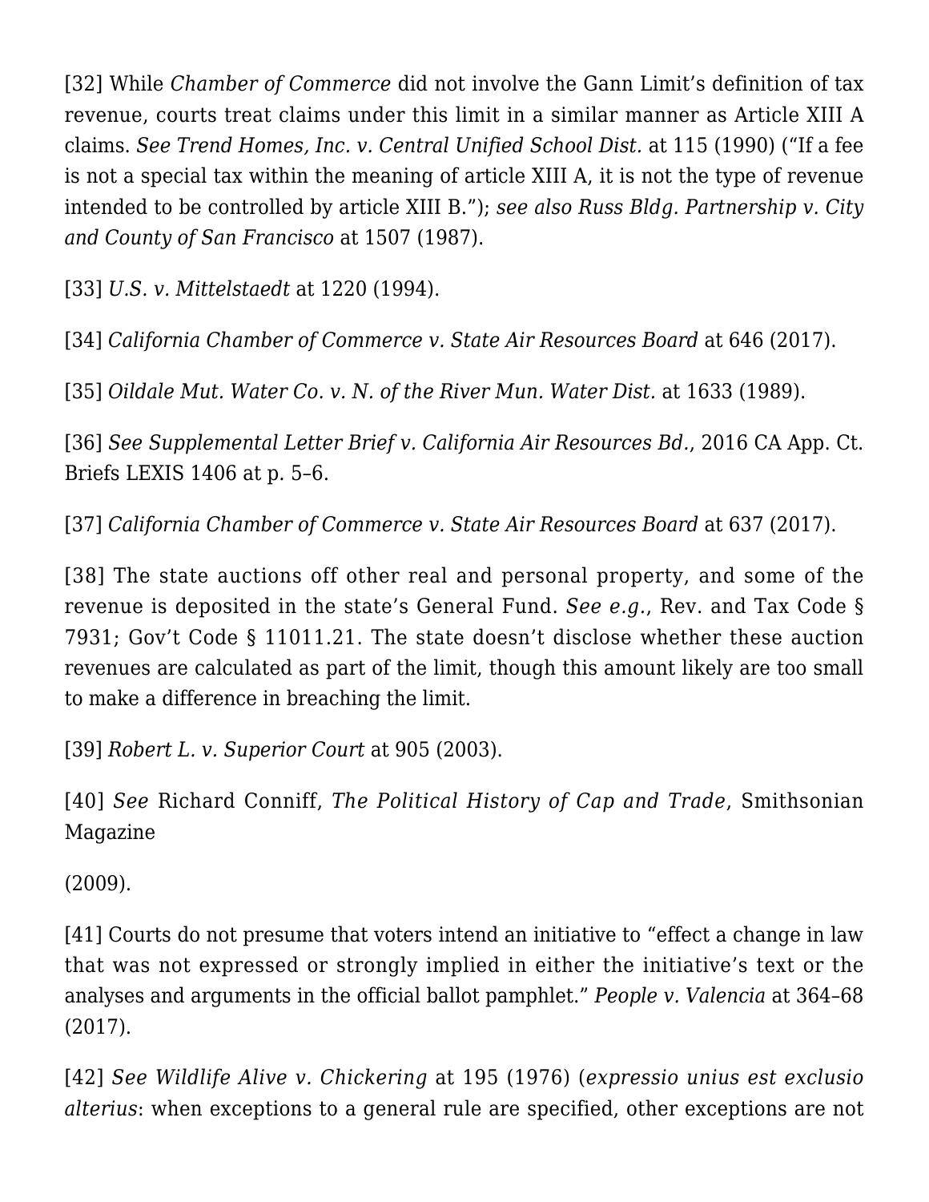[32] While *Chamber of Commerce* did not involve the Gann Limit's definition of tax revenue, courts treat claims under this limit in a similar manner as Article XIII A claims. *See Trend Homes, Inc. v. Central Unified School Dist.* at 115 (1990) ("If a fee is not a special tax within the meaning of article XIII A, it is not the type of revenue intended to be controlled by article XIII B."); *see also Russ Bldg. Partnership v. City and County of San Francisco* at 1507 (1987).

[33] *U.S. v. Mittelstaedt* at 1220 (1994).

[34] *California Chamber of Commerce v. State Air Resources Board* at 646 (2017).

[35] *Oildale Mut. Water Co. v. N. of the River Mun. Water Dist.* at 1633 (1989).

[36] *See Supplemental Letter Brief v. California Air Resources Bd.*, 2016 CA App. Ct. Briefs LEXIS 1406 at p. 5–6.

[37] *California Chamber of Commerce v. State Air Resources Board* at 637 (2017).

[38] The state auctions off other real and personal property, and some of the revenue is deposited in the state's General Fund. *See e.g.*, Rev. and Tax Code § 7931; Gov't Code § 11011.21. The state doesn't disclose whether these auction revenues are calculated as part of the limit, though this amount likely are too small to make a difference in breaching the limit.

[39] *Robert L. v. Superior Court* at 905 (2003).

[40] *See* Richard Conniff, *The Political History of Cap and Trade*, Smithsonian Magazine

(2009).

[41] Courts do not presume that voters intend an initiative to "effect a change in law that was not expressed or strongly implied in either the initiative's text or the analyses and arguments in the official ballot pamphlet." *People v. Valencia* at 364–68 (2017).

[42] *See Wildlife Alive v. Chickering* at 195 (1976) (*expressio unius est exclusio alterius*: when exceptions to a general rule are specified, other exceptions are not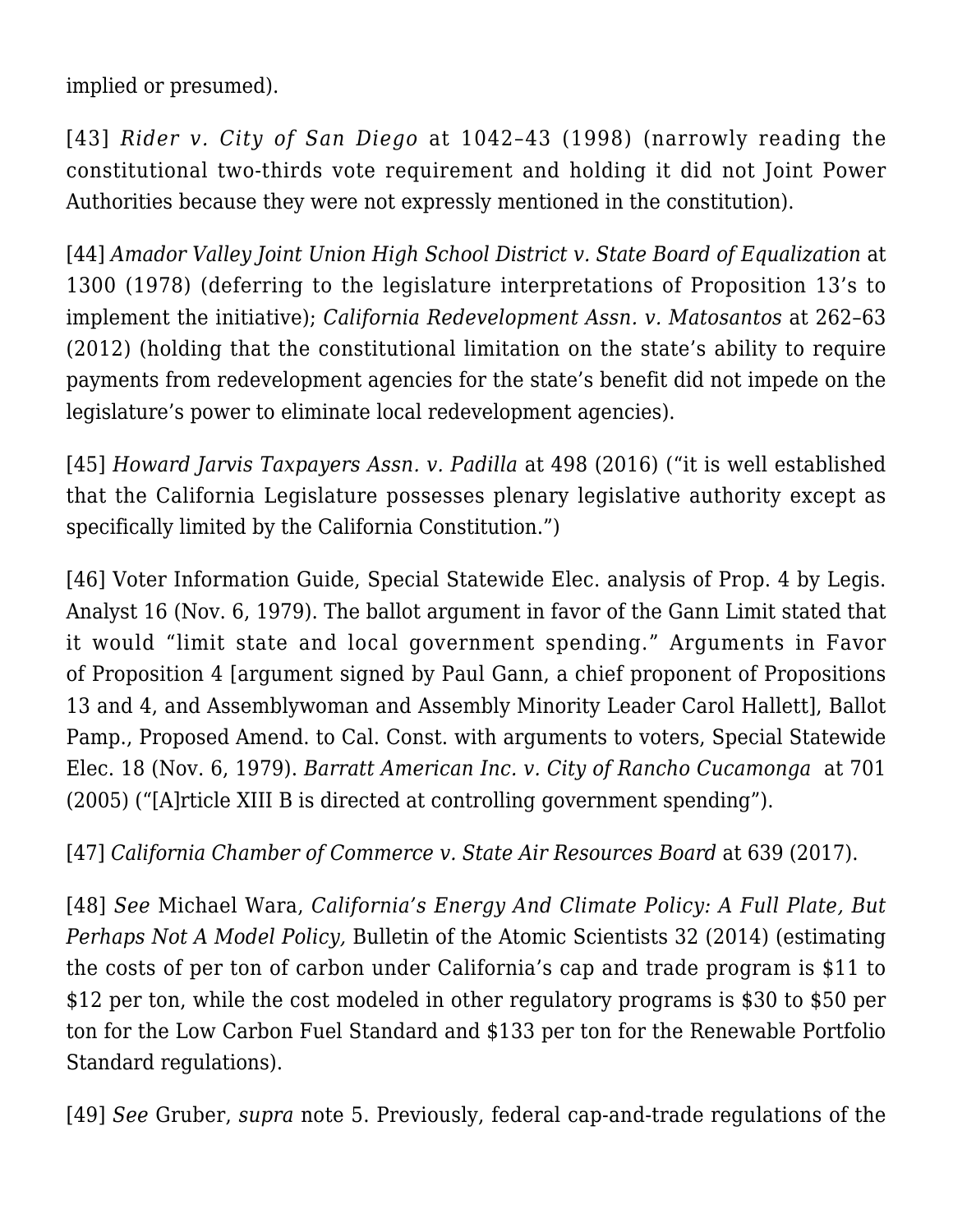implied or presumed).

[43] *Rider v. City of San Diego* at 1042–43 (1998) (narrowly reading the constitutional two-thirds vote requirement and holding it did not Joint Power Authorities because they were not expressly mentioned in the constitution).

[44] *Amador Valley Joint Union High School District v. State Board of Equalization* at 1300 (1978) (deferring to the legislature interpretations of Proposition 13's to implement the initiative); *California Redevelopment Assn. v. Matosantos* at 262–63 (2012) (holding that the constitutional limitation on the state's ability to require payments from redevelopment agencies for the state's benefit did not impede on the legislature's power to eliminate local redevelopment agencies).

[45] *Howard Jarvis Taxpayers Assn. v. Padilla* at 498 (2016) ("it is well established that the California Legislature possesses plenary legislative authority except as specifically limited by the California Constitution.")

[46] Voter Information Guide, Special Statewide Elec. analysis of Prop. 4 by Legis. Analyst 16 (Nov. 6, 1979). The ballot argument in favor of the Gann Limit stated that it would "limit state and local government spending." Arguments in Favor of Proposition 4 [argument signed by Paul Gann, a chief proponent of Propositions 13 and 4, and Assemblywoman and Assembly Minority Leader Carol Hallett], Ballot Pamp., Proposed Amend. to Cal. Const. with arguments to voters, Special Statewide Elec. 18 (Nov. 6, 1979). *Barratt American Inc. v. City of Rancho Cucamonga* at 701 (2005) ("[A]rticle XIII B is directed at controlling government spending").

[47] *California Chamber of Commerce v. State Air Resources Board* at 639 (2017).

[48] *See* Michael Wara, *California's Energy And Climate Policy: A Full Plate, But Perhaps Not A Model Policy,* Bulletin of the Atomic Scientists 32 (2014) (estimating the costs of per ton of carbon under California's cap and trade program is \$11 to \$12 per ton, while the cost modeled in other regulatory programs is \$30 to \$50 per ton for the Low Carbon Fuel Standard and \$133 per ton for the Renewable Portfolio Standard regulations).

[49] *See* Gruber, *supra* note 5. Previously, federal cap-and-trade regulations of the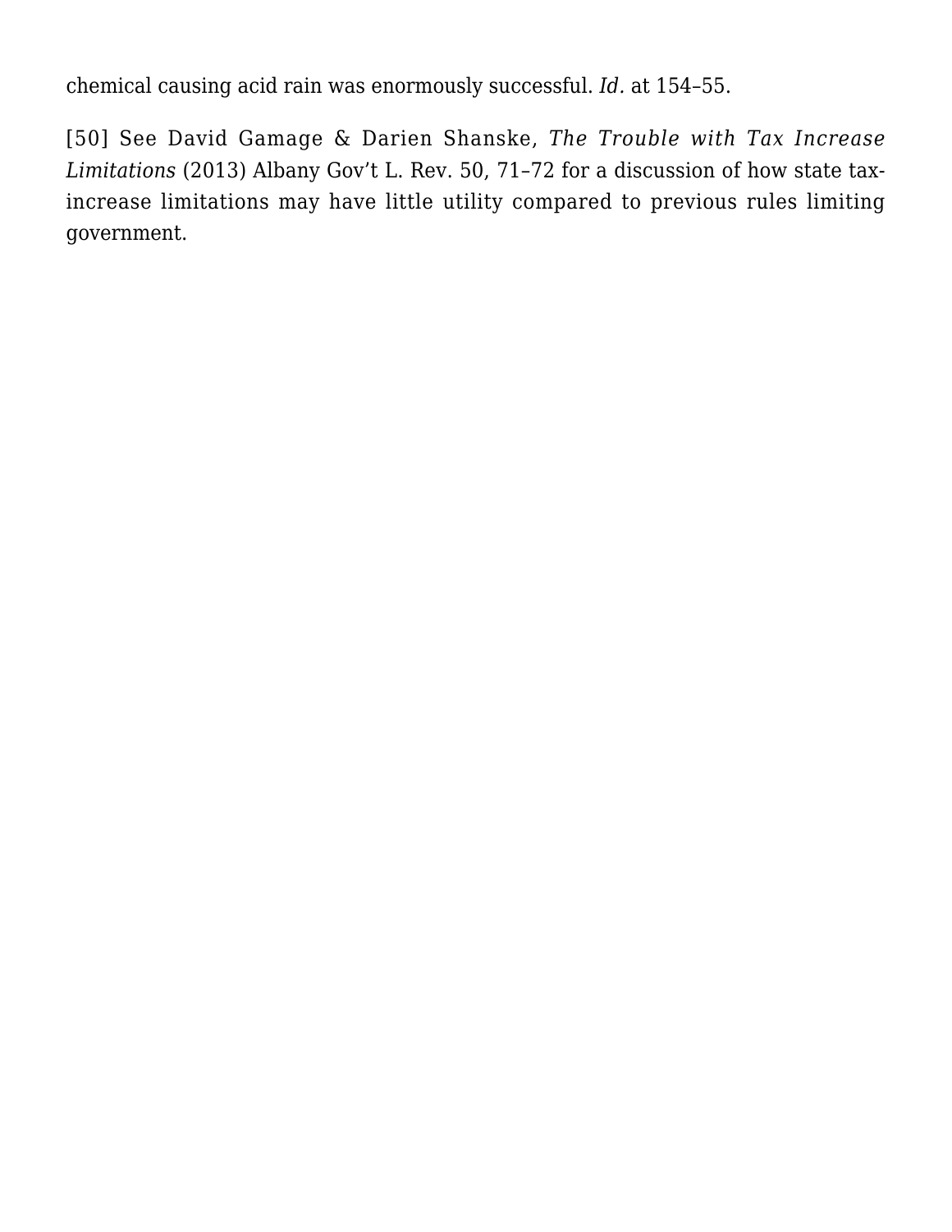chemical causing acid rain was enormously successful. *Id.* at 154–55.

[50] See David Gamage & Darien Shanske, *The Trouble with Tax Increase Limitations* (2013) Albany Gov't L. Rev. 50, 71–72 for a discussion of how state tax-increase limitations may have little utility compared to previous rules limiting government.